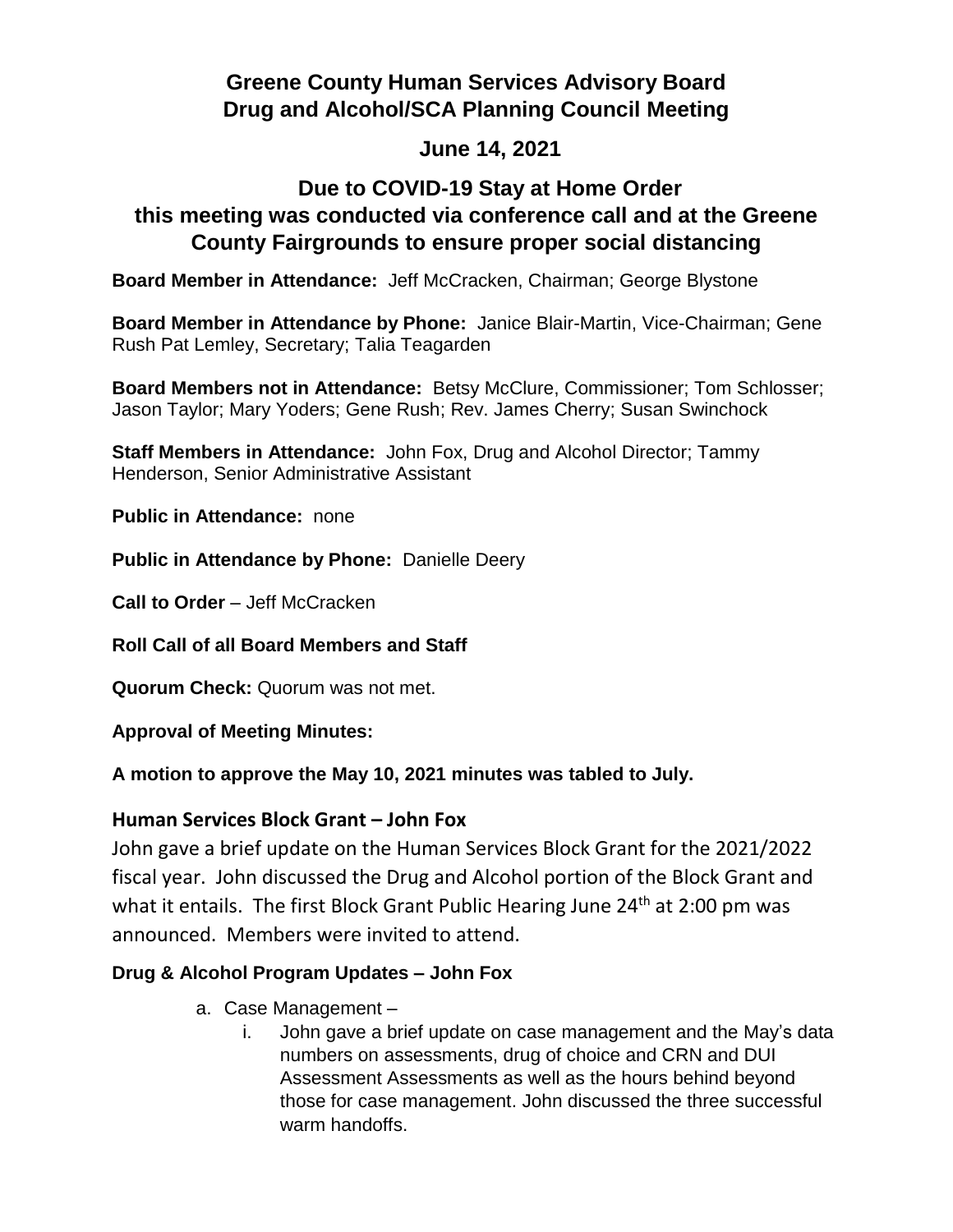# Greene County Human Services Advisory Board
# Drug and Alcohol/SCA Planning Council Meeting

## June 14, 2021

## Due to COVID-19 Stay at Home Order this meeting was conducted via conference call and at the Greene County Fairgrounds to ensure proper social distancing

**Board Member in Attendance:** Jeff McCracken, Chairman; George Blystone

**Board Member in Attendance by Phone:** Janice Blair-Martin, Vice-Chairman; Gene Rush Pat Lemley, Secretary; Talia Teagarden

**Board Members not in Attendance:** Betsy McClure, Commissioner; Tom Schlosser; Jason Taylor; Mary Yoders; Gene Rush; Rev. James Cherry; Susan Swinchock

**Staff Members in Attendance:** John Fox, Drug and Alcohol Director; Tammy Henderson, Senior Administrative Assistant

**Public in Attendance:** none

**Public in Attendance by Phone:** Danielle Deery

**Call to Order** – Jeff McCracken

**Roll Call of all Board Members and Staff**

**Quorum Check:** Quorum was not met.

**Approval of Meeting Minutes:**

**A motion to approve the May 10, 2021 minutes was tabled to July.**

### Human Services Block Grant – John Fox

John gave a brief update on the Human Services Block Grant for the 2021/2022 fiscal year. John discussed the Drug and Alcohol portion of the Block Grant and what it entails. The first Block Grant Public Hearing June 24th at 2:00 pm was announced. Members were invited to attend.

### Drug & Alcohol Program Updates – John Fox

a. Case Management –
   i. John gave a brief update on case management and the May's data numbers on assessments, drug of choice and CRN and DUI Assessment Assessments as well as the hours behind beyond those for case management. John discussed the three successful warm handoffs.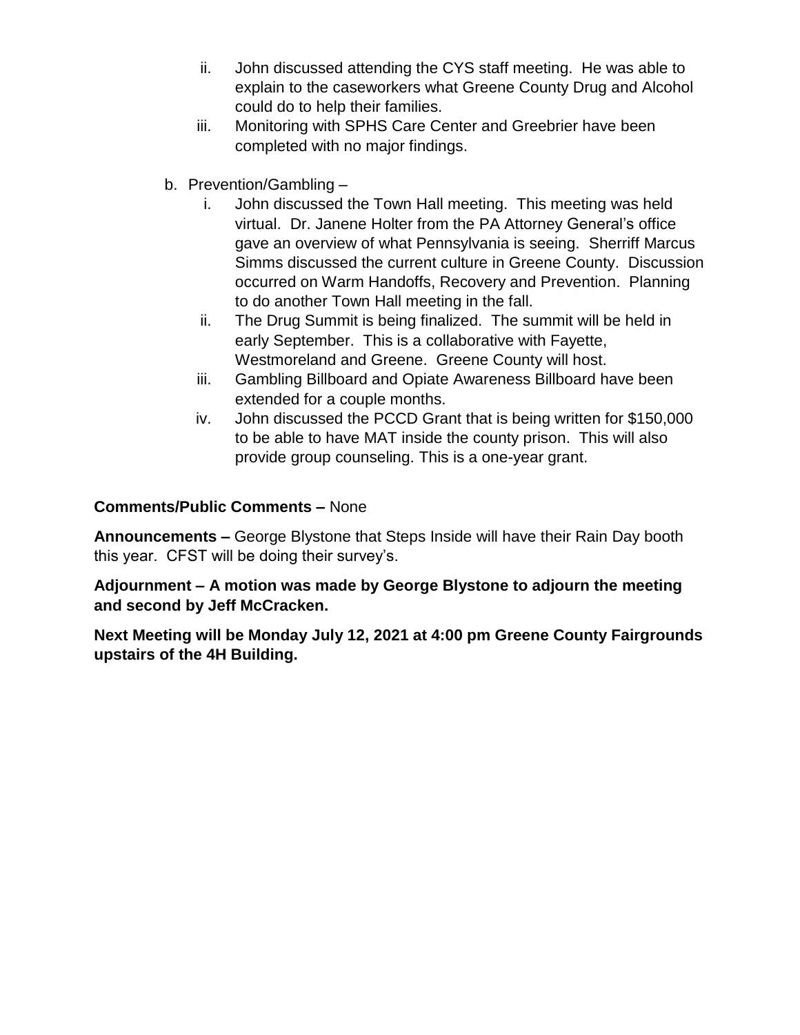ii. John discussed attending the CYS staff meeting. He was able to explain to the caseworkers what Greene County Drug and Alcohol could do to help their families.
   iii. Monitoring with SPHS Care Center and Greebrier have been completed with no major findings.

b. Prevention/Gambling –
   i. John discussed the Town Hall meeting. This meeting was held virtual. Dr. Janene Holter from the PA Attorney General's office gave an overview of what Pennsylvania is seeing. Sherriff Marcus Simms discussed the current culture in Greene County. Discussion occurred on Warm Handoffs, Recovery and Prevention. Planning to do another Town Hall meeting in the fall.
   ii. The Drug Summit is being finalized. The summit will be held in early September. This is a collaborative with Fayette, Westmoreland and Greene. Greene County will host.
   iii. Gambling Billboard and Opiate Awareness Billboard have been extended for a couple months.
   iv. John discussed the PCCD Grant that is being written for $150,000 to be able to have MAT inside the county prison. This will also provide group counseling. This is a one-year grant.

**Comments/Public Comments –** None

**Announcements –** George Blystone that Steps Inside will have their Rain Day booth this year. CFST will be doing their survey's.

**Adjournment – A motion was made by George Blystone to adjourn the meeting and second by Jeff McCracken.**

**Next Meeting will be Monday July 12, 2021 at 4:00 pm Greene County Fairgrounds upstairs of the 4H Building.**